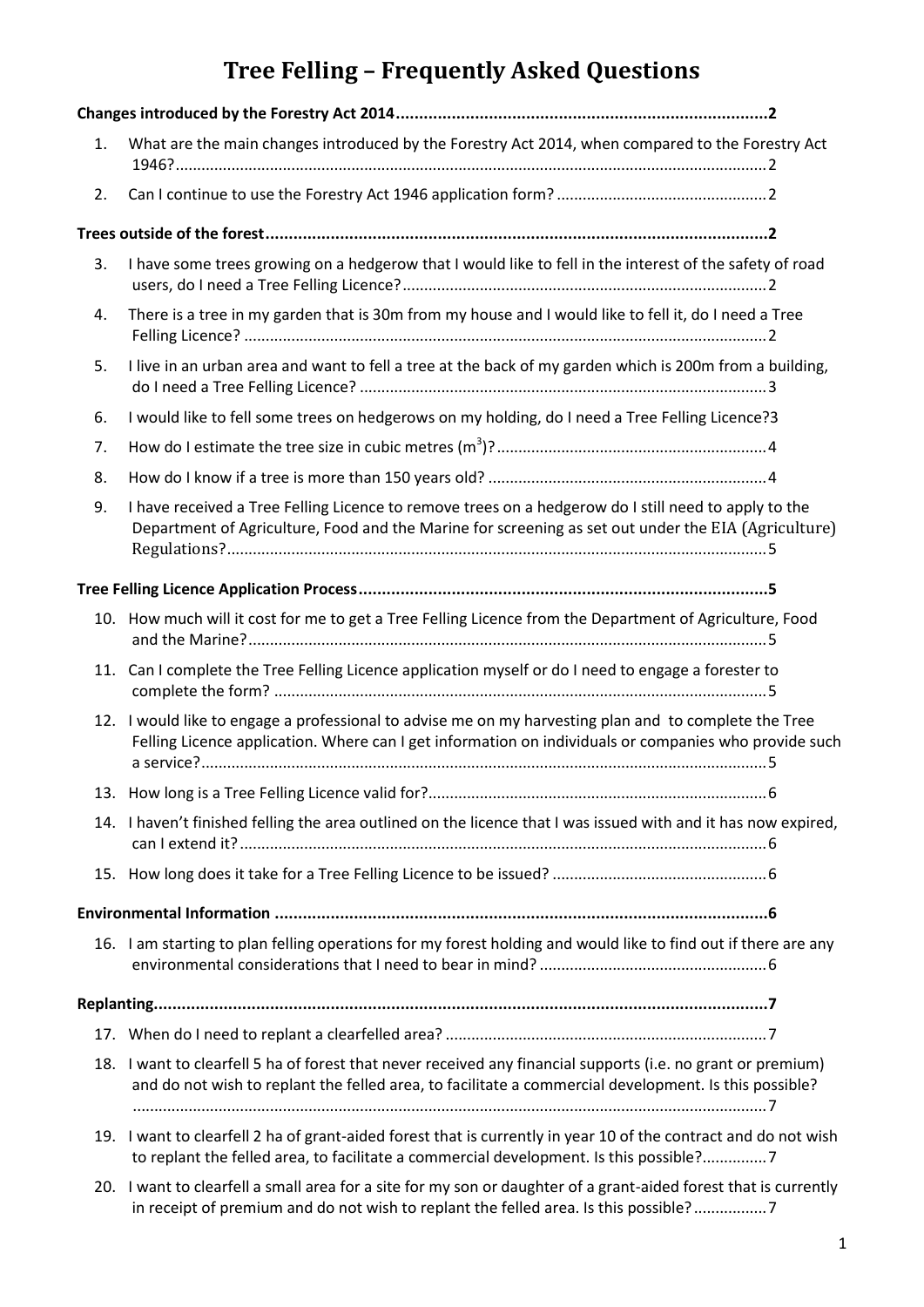# Tree Felling – Frequently Asked Questions

**Changes introduced by the Forestry Act 2014 .......... 2**

1. What are the main changes introduced by the Forestry Act 2014, when compared to the Forestry Act 1946? .......... 2
2. Can I continue to use the Forestry Act 1946 application form? .......... 2

**Trees outside of the forest .......... 2**

3. I have some trees growing on a hedgerow that I would like to fell in the interest of the safety of road users, do I need a Tree Felling Licence? .......... 2
4. There is a tree in my garden that is 30m from my house and I would like to fell it, do I need a Tree Felling Licence? .......... 2
5. I live in an urban area and want to fell a tree at the back of my garden which is 200m from a building, do I need a Tree Felling Licence? .......... 3
6. I would like to fell some trees on hedgerows on my holding, do I need a Tree Felling Licence? 3
7. How do I estimate the tree size in cubic metres ($m^3$)? .......... 4
8. How do I know if a tree is more than 150 years old? .......... 4
9. I have received a Tree Felling Licence to remove trees on a hedgerow do I still need to apply to the Department of Agriculture, Food and the Marine for screening as set out under the EIA (Agriculture) Regulations? .......... 5

**Tree Felling Licence Application Process .......... 5**

10. How much will it cost for me to get a Tree Felling Licence from the Department of Agriculture, Food and the Marine? .......... 5
11. Can I complete the Tree Felling Licence application myself or do I need to engage a forester to complete the form? .......... 5
12. I would like to engage a professional to advise me on my harvesting plan and to complete the Tree Felling Licence application. Where can I get information on individuals or companies who provide such a service? .......... 5
13. How long is a Tree Felling Licence valid for? .......... 6
14. I haven't finished felling the area outlined on the licence that I was issued with and it has now expired, can I extend it? .......... 6
15. How long does it take for a Tree Felling Licence to be issued? .......... 6

**Environmental Information .......... 6**

16. I am starting to plan felling operations for my forest holding and would like to find out if there are any environmental considerations that I need to bear in mind? .......... 6

**Replanting .......... 7**

17. When do I need to replant a clearfelled area? .......... 7
18. I want to clearfell 5 ha of forest that never received any financial supports (i.e. no grant or premium) and do not wish to replant the felled area, to facilitate a commercial development. Is this possible? .......... 7
19. I want to clearfell 2 ha of grant-aided forest that is currently in year 10 of the contract and do not wish to replant the felled area, to facilitate a commercial development. Is this possible? .......... 7
20. I want to clearfell a small area for a site for my son or daughter of a grant-aided forest that is currently in receipt of premium and do not wish to replant the felled area. Is this possible? .......... 7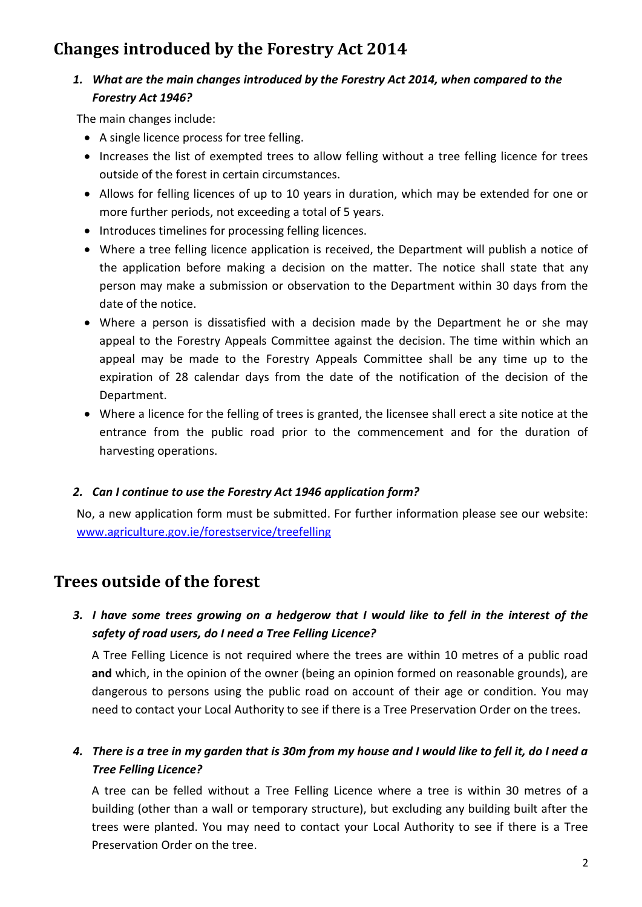## Changes introduced by the Forestry Act 2014

1. ***What are the main changes introduced by the Forestry Act 2014, when compared to the Forestry Act 1946?***

The main changes include:

- A single licence process for tree felling.
- Increases the list of exempted trees to allow felling without a tree felling licence for trees outside of the forest in certain circumstances.
- Allows for felling licences of up to 10 years in duration, which may be extended for one or more further periods, not exceeding a total of 5 years.
- Introduces timelines for processing felling licences.
- Where a tree felling licence application is received, the Department will publish a notice of the application before making a decision on the matter. The notice shall state that any person may make a submission or observation to the Department within 30 days from the date of the notice.
- Where a person is dissatisfied with a decision made by the Department he or she may appeal to the Forestry Appeals Committee against the decision. The time within which an appeal may be made to the Forestry Appeals Committee shall be any time up to the expiration of 28 calendar days from the date of the notification of the decision of the Department.
- Where a licence for the felling of trees is granted, the licensee shall erect a site notice at the entrance from the public road prior to the commencement and for the duration of harvesting operations.

2. ***Can I continue to use the Forestry Act 1946 application form?***

No, a new application form must be submitted. For further information please see our website: [www.agriculture.gov.ie/forestservice/treefelling](http://www.agriculture.gov.ie/forestservice/treefelling)

## Trees outside of the forest

3. ***I have some trees growing on a hedgerow that I would like to fell in the interest of the safety of road users, do I need a Tree Felling Licence?***

A Tree Felling Licence is not required where the trees are within 10 metres of a public road **and** which, in the opinion of the owner (being an opinion formed on reasonable grounds), are dangerous to persons using the public road on account of their age or condition. You may need to contact your Local Authority to see if there is a Tree Preservation Order on the trees.

4. ***There is a tree in my garden that is 30m from my house and I would like to fell it, do I need a Tree Felling Licence?***

A tree can be felled without a Tree Felling Licence where a tree is within 30 metres of a building (other than a wall or temporary structure), but excluding any building built after the trees were planted. You may need to contact your Local Authority to see if there is a Tree Preservation Order on the tree.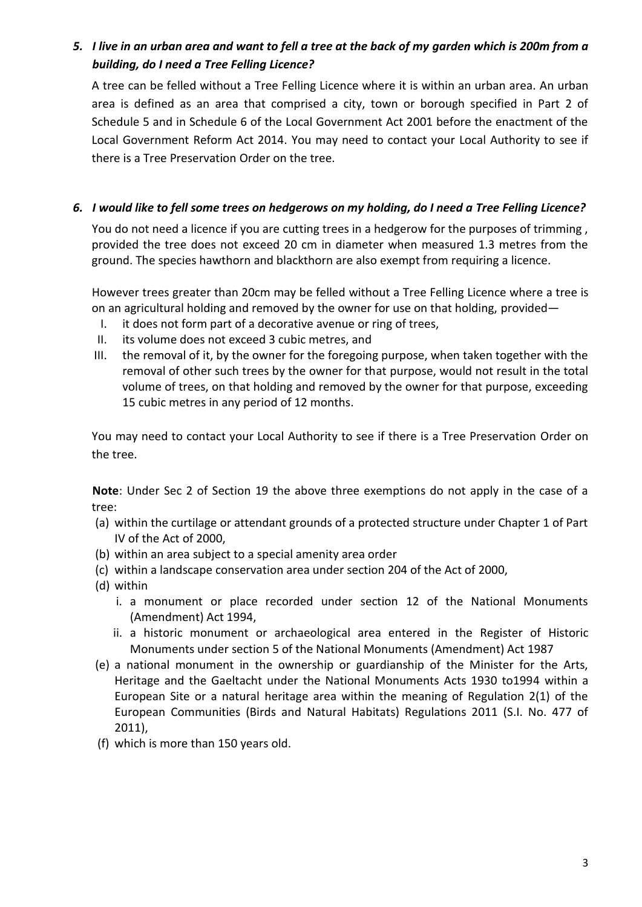### *5. I live in an urban area and want to fell a tree at the back of my garden which is 200m from a building, do I need a Tree Felling Licence?*

A tree can be felled without a Tree Felling Licence where it is within an urban area. An urban area is defined as an area that comprised a city, town or borough specified in Part 2 of Schedule 5 and in Schedule 6 of the Local Government Act 2001 before the enactment of the Local Government Reform Act 2014. You may need to contact your Local Authority to see if there is a Tree Preservation Order on the tree.

### *6. I would like to fell some trees on hedgerows on my holding, do I need a Tree Felling Licence?*

You do not need a licence if you are cutting trees in a hedgerow for the purposes of trimming , provided the tree does not exceed 20 cm in diameter when measured 1.3 metres from the ground. The species hawthorn and blackthorn are also exempt from requiring a licence.

However trees greater than 20cm may be felled without a Tree Felling Licence where a tree is on an agricultural holding and removed by the owner for use on that holding, provided—

I. it does not form part of a decorative avenue or ring of trees,
II. its volume does not exceed 3 cubic metres, and
III. the removal of it, by the owner for the foregoing purpose, when taken together with the removal of other such trees by the owner for that purpose, would not result in the total volume of trees, on that holding and removed by the owner for that purpose, exceeding 15 cubic metres in any period of 12 months.

You may need to contact your Local Authority to see if there is a Tree Preservation Order on the tree.

**Note**: Under Sec 2 of Section 19 the above three exemptions do not apply in the case of a tree:

(a) within the curtilage or attendant grounds of a protected structure under Chapter 1 of Part IV of the Act of 2000,
(b) within an area subject to a special amenity area order
(c) within a landscape conservation area under section 204 of the Act of 2000,
(d) within
   i. a monument or place recorded under section 12 of the National Monuments (Amendment) Act 1994,
   ii. a historic monument or archaeological area entered in the Register of Historic Monuments under section 5 of the National Monuments (Amendment) Act 1987
(e) a national monument in the ownership or guardianship of the Minister for the Arts, Heritage and the Gaeltacht under the National Monuments Acts 1930 to1994 within a European Site or a natural heritage area within the meaning of Regulation 2(1) of the European Communities (Birds and Natural Habitats) Regulations 2011 (S.I. No. 477 of 2011),
(f) which is more than 150 years old.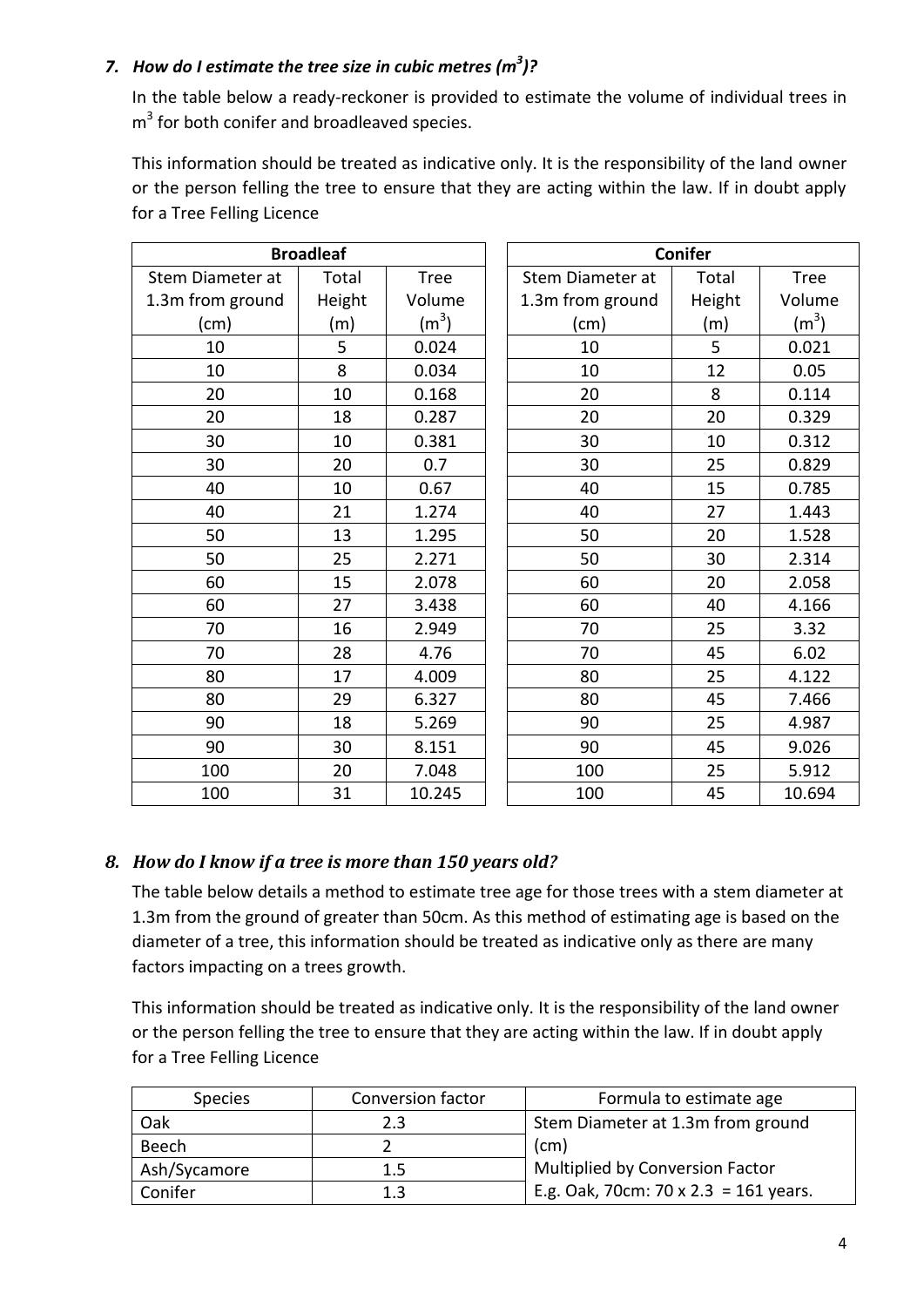### *7. How do I estimate the tree size in cubic metres ($m^3$)?*

In the table below a ready-reckoner is provided to estimate the volume of individual trees in $m^3$ for both conifer and broadleaved species.

This information should be treated as indicative only. It is the responsibility of the land owner or the person felling the tree to ensure that they are acting within the law. If in doubt apply for a Tree Felling Licence

| **Broadleaf** | | |
|---|---|---|
| Stem Diameter at 1.3m from ground (cm) | Total Height (m) | Tree Volume ($m^3$) |
| 10 | 5 | 0.024 |
| 10 | 8 | 0.034 |
| 20 | 10 | 0.168 |
| 20 | 18 | 0.287 |
| 30 | 10 | 0.381 |
| 30 | 20 | 0.7 |
| 40 | 10 | 0.67 |
| 40 | 21 | 1.274 |
| 50 | 13 | 1.295 |
| 50 | 25 | 2.271 |
| 60 | 15 | 2.078 |
| 60 | 27 | 3.438 |
| 70 | 16 | 2.949 |
| 70 | 28 | 4.76 |
| 80 | 17 | 4.009 |
| 80 | 29 | 6.327 |
| 90 | 18 | 5.269 |
| 90 | 30 | 8.151 |
| 100 | 20 | 7.048 |
| 100 | 31 | 10.245 |

| **Conifer** | | |
|---|---|---|
| Stem Diameter at 1.3m from ground (cm) | Total Height (m) | Tree Volume ($m^3$) |
| 10 | 5 | 0.021 |
| 10 | 12 | 0.05 |
| 20 | 8 | 0.114 |
| 20 | 20 | 0.329 |
| 30 | 10 | 0.312 |
| 30 | 25 | 0.829 |
| 40 | 15 | 0.785 |
| 40 | 27 | 1.443 |
| 50 | 20 | 1.528 |
| 50 | 30 | 2.314 |
| 60 | 20 | 2.058 |
| 60 | 40 | 4.166 |
| 70 | 25 | 3.32 |
| 70 | 45 | 6.02 |
| 80 | 25 | 4.122 |
| 80 | 45 | 7.466 |
| 90 | 25 | 4.987 |
| 90 | 45 | 9.026 |
| 100 | 25 | 5.912 |
| 100 | 45 | 10.694 |

### *8. How do I know if a tree is more than 150 years old?*

The table below details a method to estimate tree age for those trees with a stem diameter at 1.3m from the ground of greater than 50cm. As this method of estimating age is based on the diameter of a tree, this information should be treated as indicative only as there are many factors impacting on a trees growth.

This information should be treated as indicative only. It is the responsibility of the land owner or the person felling the tree to ensure that they are acting within the law. If in doubt apply for a Tree Felling Licence

| Species | Conversion factor | Formula to estimate age |
|---|---|---|
| Oak | 2.3 | Stem Diameter at 1.3m from ground (cm) Multiplied by Conversion Factor E.g. Oak, 70cm: 70 x 2.3 = 161 years. |
| Beech | 2 | |
| Ash/Sycamore | 1.5 | |
| Conifer | 1.3 | |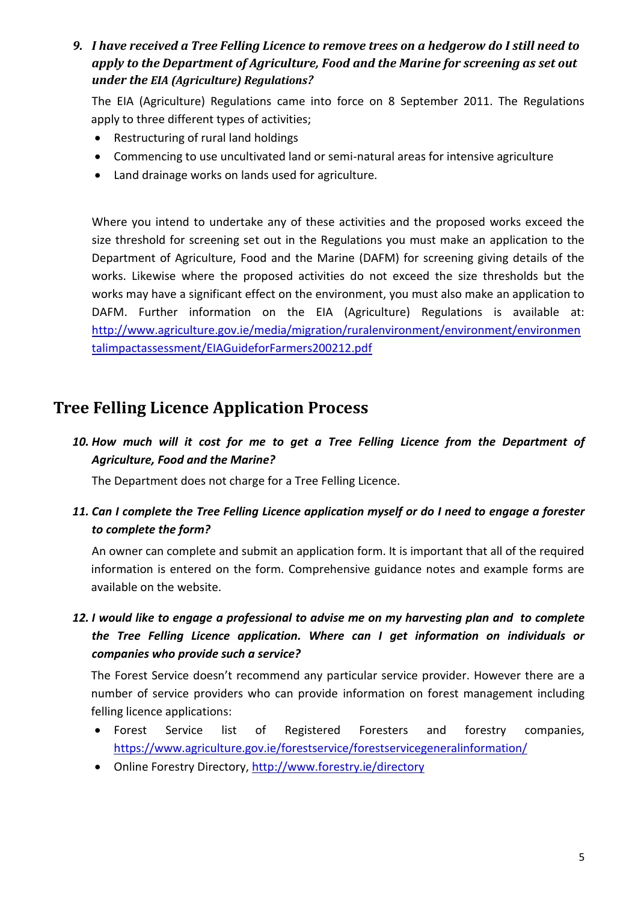9. ***I have received a Tree Felling Licence to remove trees on a hedgerow do I still need to apply to the Department of Agriculture, Food and the Marine for screening as set out under the EIA (Agriculture) Regulations?***

   The EIA (Agriculture) Regulations came into force on 8 September 2011. The Regulations apply to three different types of activities;

   - Restructuring of rural land holdings
   - Commencing to use uncultivated land or semi-natural areas for intensive agriculture
   - Land drainage works on lands used for agriculture.

   Where you intend to undertake any of these activities and the proposed works exceed the size threshold for screening set out in the Regulations you must make an application to the Department of Agriculture, Food and the Marine (DAFM) for screening giving details of the works. Likewise where the proposed activities do not exceed the size thresholds but the works may have a significant effect on the environment, you must also make an application to DAFM. Further information on the EIA (Agriculture) Regulations is available at: http://www.agriculture.gov.ie/media/migration/ruralenvironment/environment/environmentalimpactassessment/EIAGuideforFarmers200212.pdf

## Tree Felling Licence Application Process

10. ***How much will it cost for me to get a Tree Felling Licence from the Department of Agriculture, Food and the Marine?***

    The Department does not charge for a Tree Felling Licence.

11. ***Can I complete the Tree Felling Licence application myself or do I need to engage a forester to complete the form?***

    An owner can complete and submit an application form. It is important that all of the required information is entered on the form. Comprehensive guidance notes and example forms are available on the website.

12. ***I would like to engage a professional to advise me on my harvesting plan and to complete the Tree Felling Licence application. Where can I get information on individuals or companies who provide such a service?***

    The Forest Service doesn't recommend any particular service provider. However there are a number of service providers who can provide information on forest management including felling licence applications:

    - Forest Service list of Registered Foresters and forestry companies, https://www.agriculture.gov.ie/forestservice/forestservicegeneralinformation/
    - Online Forestry Directory, http://www.forestry.ie/directory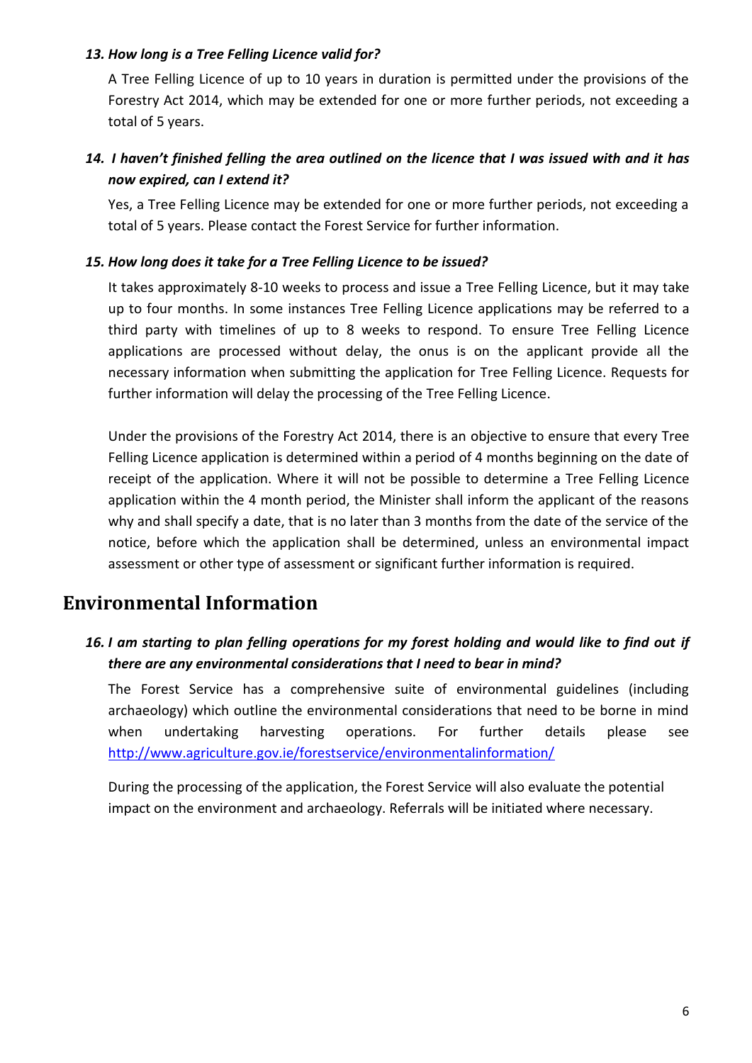***13. How long is a Tree Felling Licence valid for?***

A Tree Felling Licence of up to 10 years in duration is permitted under the provisions of the Forestry Act 2014, which may be extended for one or more further periods, not exceeding a total of 5 years.

***14. I haven't finished felling the area outlined on the licence that I was issued with and it has now expired, can I extend it?***

Yes, a Tree Felling Licence may be extended for one or more further periods, not exceeding a total of 5 years. Please contact the Forest Service for further information.

***15. How long does it take for a Tree Felling Licence to be issued?***

It takes approximately 8-10 weeks to process and issue a Tree Felling Licence, but it may take up to four months. In some instances Tree Felling Licence applications may be referred to a third party with timelines of up to 8 weeks to respond. To ensure Tree Felling Licence applications are processed without delay, the onus is on the applicant provide all the necessary information when submitting the application for Tree Felling Licence. Requests for further information will delay the processing of the Tree Felling Licence.

Under the provisions of the Forestry Act 2014, there is an objective to ensure that every Tree Felling Licence application is determined within a period of 4 months beginning on the date of receipt of the application. Where it will not be possible to determine a Tree Felling Licence application within the 4 month period, the Minister shall inform the applicant of the reasons why and shall specify a date, that is no later than 3 months from the date of the service of the notice, before which the application shall be determined, unless an environmental impact assessment or other type of assessment or significant further information is required.

# Environmental Information

***16. I am starting to plan felling operations for my forest holding and would like to find out if there are any environmental considerations that I need to bear in mind?***

The Forest Service has a comprehensive suite of environmental guidelines (including archaeology) which outline the environmental considerations that need to be borne in mind when undertaking harvesting operations. For further details please see http://www.agriculture.gov.ie/forestservice/environmentalinformation/

During the processing of the application, the Forest Service will also evaluate the potential impact on the environment and archaeology. Referrals will be initiated where necessary.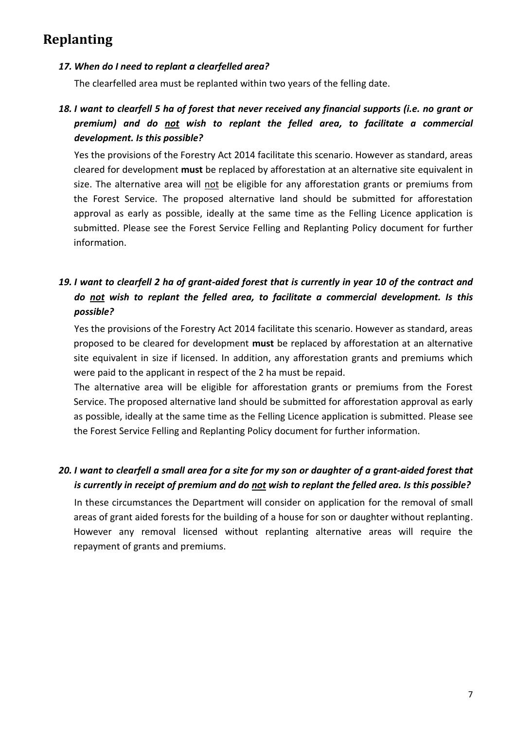## Replanting

### *17. When do I need to replant a clearfelled area?*

The clearfelled area must be replanted within two years of the felling date.

### *18. I want to clearfell 5 ha of forest that never received any financial supports (i.e. no grant or premium) and do <u>not</u> wish to replant the felled area, to facilitate a commercial development. Is this possible?*

Yes the provisions of the Forestry Act 2014 facilitate this scenario. However as standard, areas cleared for development **must** be replaced by afforestation at an alternative site equivalent in size. The alternative area will <u>not</u> be eligible for any afforestation grants or premiums from the Forest Service. The proposed alternative land should be submitted for afforestation approval as early as possible, ideally at the same time as the Felling Licence application is submitted. Please see the Forest Service Felling and Replanting Policy document for further information.

### *19. I want to clearfell 2 ha of grant-aided forest that is currently in year 10 of the contract and do <u>not</u> wish to replant the felled area, to facilitate a commercial development. Is this possible?*

Yes the provisions of the Forestry Act 2014 facilitate this scenario. However as standard, areas proposed to be cleared for development **must** be replaced by afforestation at an alternative site equivalent in size if licensed. In addition, any afforestation grants and premiums which were paid to the applicant in respect of the 2 ha must be repaid.

The alternative area will be eligible for afforestation grants or premiums from the Forest Service. The proposed alternative land should be submitted for afforestation approval as early as possible, ideally at the same time as the Felling Licence application is submitted. Please see the Forest Service Felling and Replanting Policy document for further information.

### *20. I want to clearfell a small area for a site for my son or daughter of a grant-aided forest that is currently in receipt of premium and do <u>not</u> wish to replant the felled area. Is this possible?*

In these circumstances the Department will consider on application for the removal of small areas of grant aided forests for the building of a house for son or daughter without replanting. However any removal licensed without replanting alternative areas will require the repayment of grants and premiums.